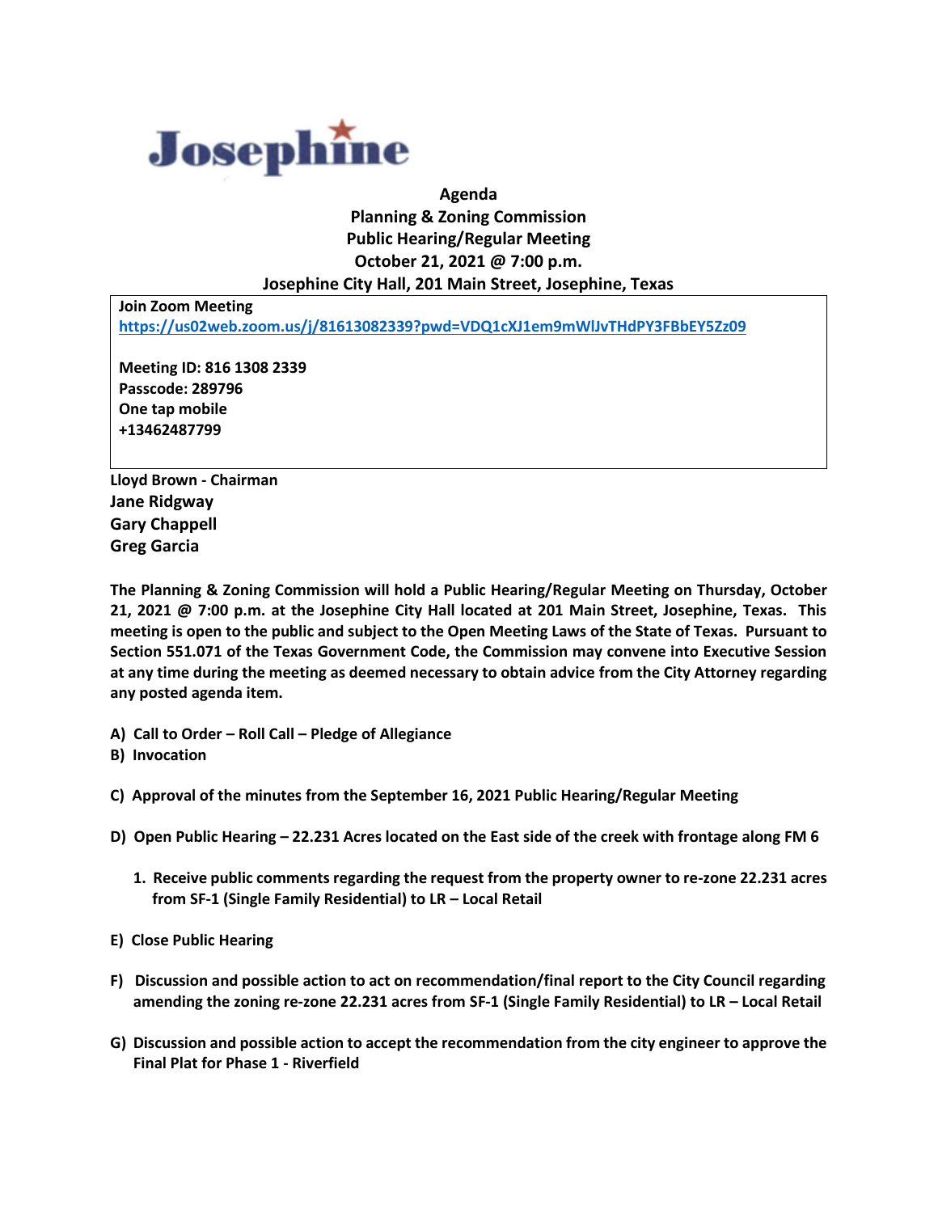# Josephine

**Agenda**
**Planning & Zoning Commission**
**Public Hearing/Regular Meeting**
**October 21, 2021 @ 7:00 p.m.**
**Josephine City Hall, 201 Main Street, Josephine, Texas**

**Join Zoom Meeting**
https://us02web.zoom.us/j/81613082339?pwd=VDQ1cXJ1em9mWlJvTHdPY3FBbEY5Zz09

**Meeting ID: 816 1308 2339**
**Passcode: 289796**
**One tap mobile**
**+13462487799**

**Lloyd Brown - Chairman**
**Jane Ridgway**
**Gary Chappell**
**Greg Garcia**

**The Planning & Zoning Commission will hold a Public Hearing/Regular Meeting on Thursday, October 21, 2021 @ 7:00 p.m. at the Josephine City Hall located at 201 Main Street, Josephine, Texas. This meeting is open to the public and subject to the Open Meeting Laws of the State of Texas. Pursuant to Section 551.071 of the Texas Government Code, the Commission may convene into Executive Session at any time during the meeting as deemed necessary to obtain advice from the City Attorney regarding any posted agenda item.**

**A) Call to Order – Roll Call – Pledge of Allegiance**
**B) Invocation**

**C) Approval of the minutes from the September 16, 2021 Public Hearing/Regular Meeting**

**D) Open Public Hearing – 22.231 Acres located on the East side of the creek with frontage along FM 6**

1. **Receive public comments regarding the request from the property owner to re-zone 22.231 acres from SF-1 (Single Family Residential) to LR – Local Retail**

**E) Close Public Hearing**

**F) Discussion and possible action to act on recommendation/final report to the City Council regarding amending the zoning re-zone 22.231 acres from SF-1 (Single Family Residential) to LR – Local Retail**

**G) Discussion and possible action to accept the recommendation from the city engineer to approve the Final Plat for Phase 1 - Riverfield**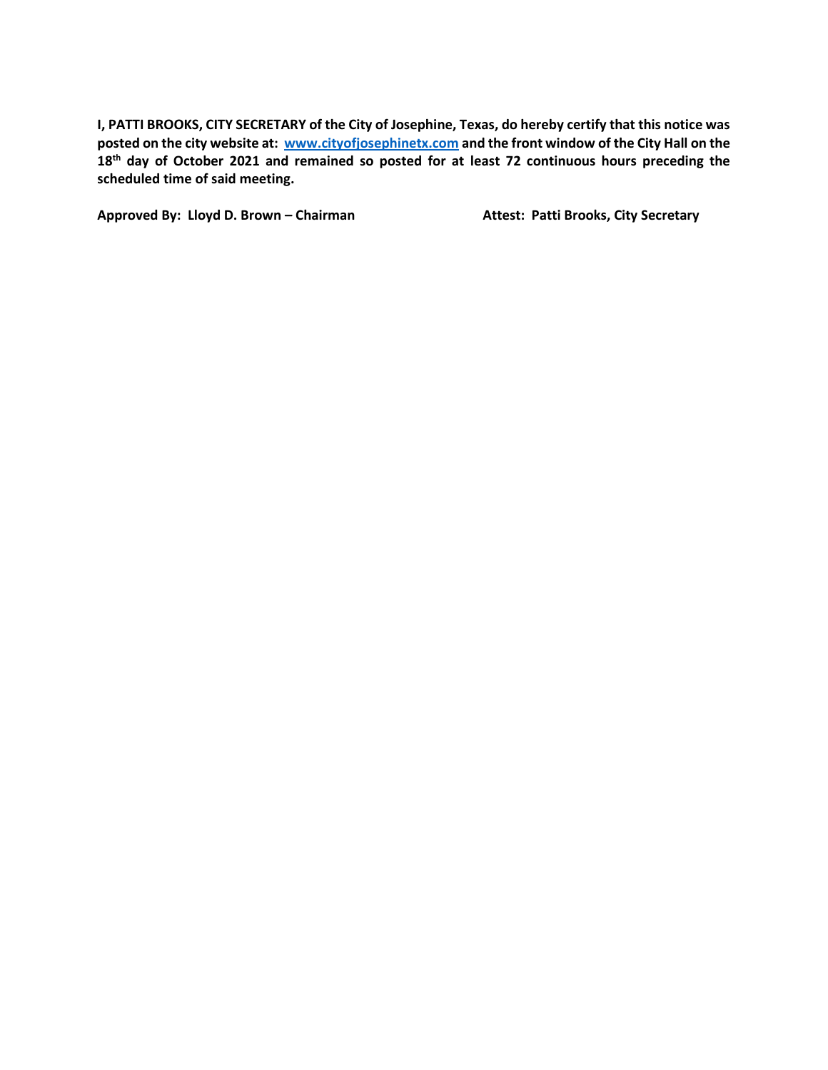**I, PATTI BROOKS, CITY SECRETARY of the City of Josephine, Texas, do hereby certify that this notice was posted on the city website at: [www.cityofjosephinetx.com](http://www.cityofjosephinetx.com) and the front window of the City Hall on the 18th day of October 2021 and remained so posted for at least 72 continuous hours preceding the scheduled time of said meeting.**

**Approved By: Lloyd D. Brown – Chairman**

**Attest: Patti Brooks, City Secretary**